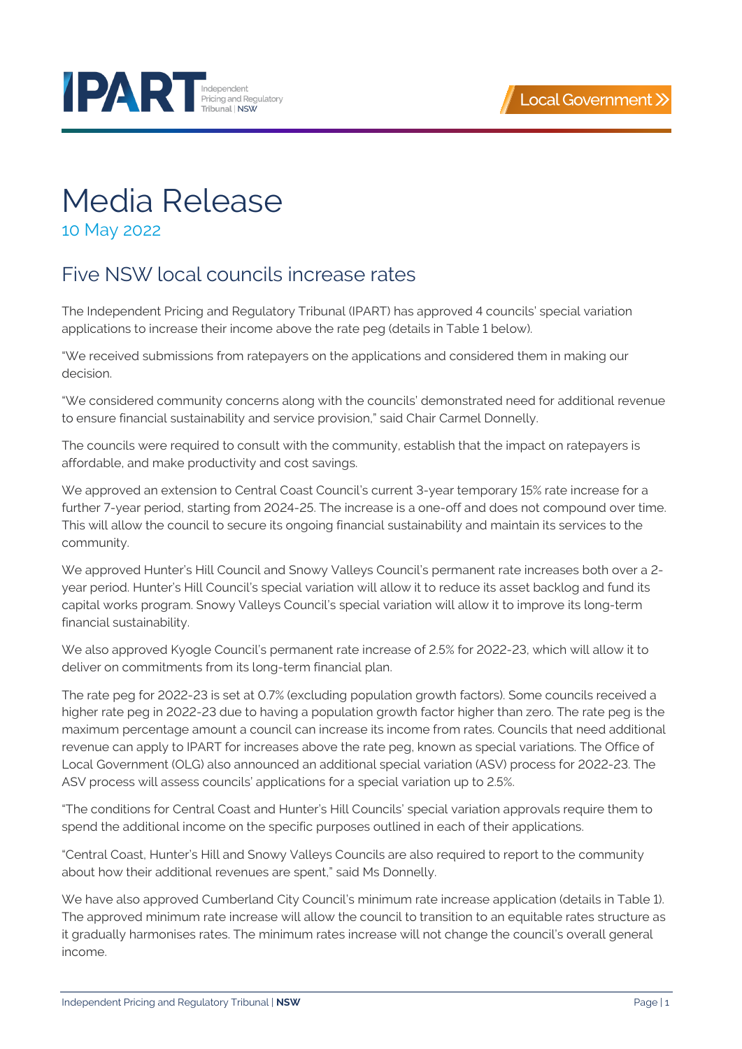# Media Release

10 May 2022

## Five NSW local councils increase rates

The Independent Pricing and Regulatory Tribunal (IPART) has approved 4 councils' special variation applications to increase their income above the rate peg (details in Table 1 below).

"We received submissions from ratepayers on the applications and considered them in making our decision.

"We considered community concerns along with the councils' demonstrated need for additional revenue to ensure financial sustainability and service provision," said Chair Carmel Donnelly.

The councils were required to consult with the community, establish that the impact on ratepayers is affordable, and make productivity and cost savings.

We approved an extension to Central Coast Council's current 3-year temporary 15% rate increase for a further 7-year period, starting from 2024-25. The increase is a one-off and does not compound over time. This will allow the council to secure its ongoing financial sustainability and maintain its services to the community.

We approved Hunter's Hill Council and Snowy Valleys Council's permanent rate increases both over a 2-year period. Hunter's Hill Council's special variation will allow it to reduce its asset backlog and fund its capital works program. Snowy Valleys Council's special variation will allow it to improve its long-term financial sustainability.

We also approved Kyogle Council's permanent rate increase of 2.5% for 2022-23, which will allow it to deliver on commitments from its long-term financial plan.

The rate peg for 2022-23 is set at 0.7% (excluding population growth factors). Some councils received a higher rate peg in 2022-23 due to having a population growth factor higher than zero. The rate peg is the maximum percentage amount a council can increase its income from rates. Councils that need additional revenue can apply to IPART for increases above the rate peg, known as special variations. The Office of Local Government (OLG) also announced an additional special variation (ASV) process for 2022-23. The ASV process will assess councils' applications for a special variation up to 2.5%.

"The conditions for Central Coast and Hunter's Hill Councils' special variation approvals require them to spend the additional income on the specific purposes outlined in each of their applications.

"Central Coast, Hunter's Hill and Snowy Valleys Councils are also required to report to the community about how their additional revenues are spent," said Ms Donnelly.

We have also approved Cumberland City Council's minimum rate increase application (details in Table 1). The approved minimum rate increase will allow the council to transition to an equitable rates structure as it gradually harmonises rates. The minimum rates increase will not change the council's overall general income.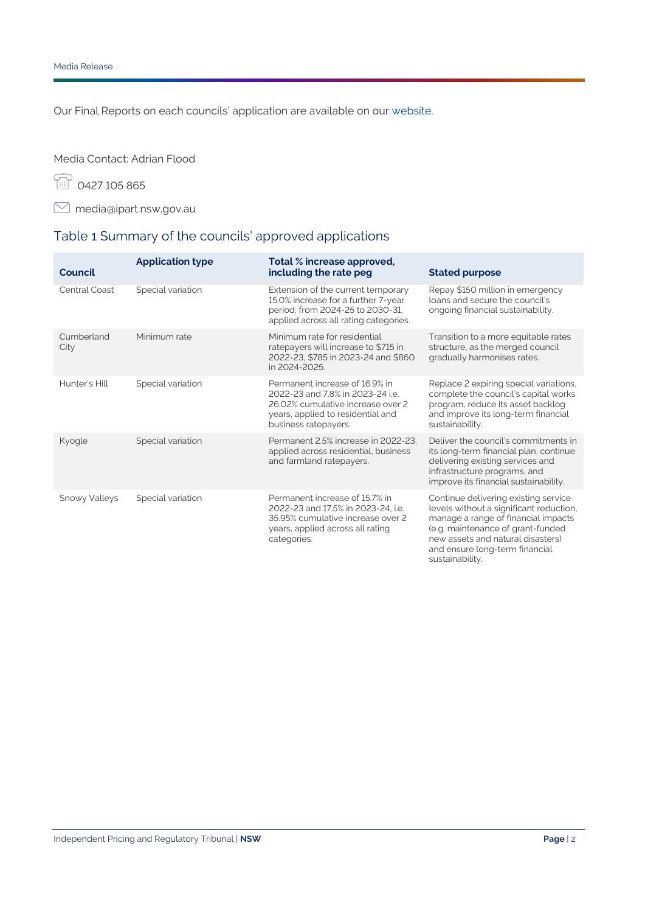Our Final Reports on each councils' application are available on our website.

Media Contact: Adrian Flood

0427 105 865

media@ipart.nsw.gov.au

## Table 1 Summary of the councils' approved applications

| Council | Application type | Total % increase approved, including the rate peg | Stated purpose |
|---|---|---|---|
| Central Coast | Special variation | Extension of the current temporary 15.0% increase for a further 7-year period, from 2024-25 to 2030-31, applied across all rating categories. | Repay $150 million in emergency loans and secure the council's ongoing financial sustainability. |
| Cumberland City | Minimum rate | Minimum rate for residential ratepayers will increase to $715 in 2022-23, $785 in 2023-24 and $860 in 2024-2025. | Transition to a more equitable rates structure, as the merged council gradually harmonises rates. |
| Hunter's Hill | Special variation | Permanent increase of 16.9% in 2022-23 and 7.8% in 2023-24 i.e. 26.02% cumulative increase over 2 years, applied to residential and business ratepayers. | Replace 2 expiring special variations, complete the council's capital works program, reduce its asset backlog and improve its long-term financial sustainability. |
| Kyogle | Special variation | Permanent 2.5% increase in 2022-23, applied across residential, business and farmland ratepayers. | Deliver the council's commitments in its long-term financial plan, continue delivering existing services and infrastructure programs, and improve its financial sustainability. |
| Snowy Valleys | Special variation | Permanent increase of 15.7% in 2022-23 and 17.5% in 2023-24, i.e. 35.95% cumulative increase over 2 years, applied across all rating categories. | Continue delivering existing service levels without a significant reduction, manage a range of financial impacts (e.g. maintenance of grant-funded new assets and natural disasters) and ensure long-term financial sustainability. |